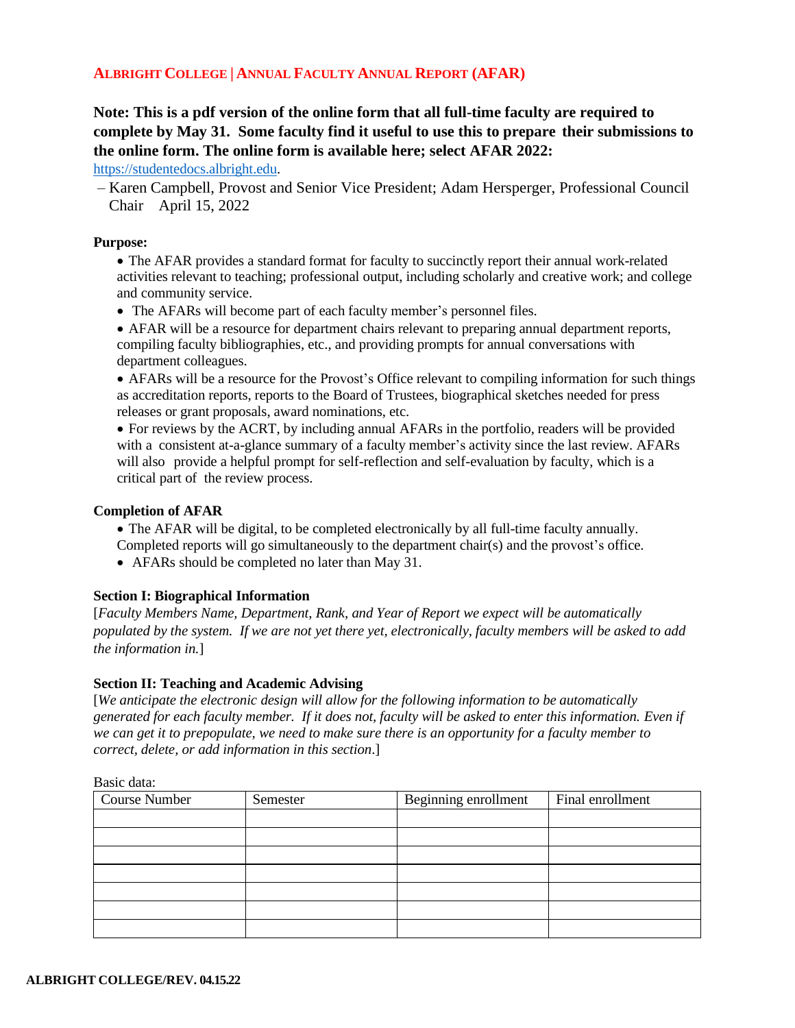# **ALBRIGHT COLLEGE | ANNUAL FACULTY ANNUAL REPORT (AFAR)**

**Note: This is a pdf version of the online form that all full-time faculty are required to complete by May 31. Some faculty find it useful to use this to prepare their submissions to the online form. The online form is available here; select AFAR 2022:** https://studentedocs.albright.edu.

– Karen Campbell, Provost and Senior Vice President; Adam Hersperger, Professional Council Chair April 15, 2022

**Purpose:**

- The AFAR provides a standard format for faculty to succinctly report their annual work-related activities relevant to teaching; professional output, including scholarly and creative work; and college and community service.
- The AFARs will become part of each faculty member's personnel files.
- AFAR will be a resource for department chairs relevant to preparing annual department reports, compiling faculty bibliographies, etc., and providing prompts for annual conversations with department colleagues.
- AFARs will be a resource for the Provost's Office relevant to compiling information for such things as accreditation reports, reports to the Board of Trustees, biographical sketches needed for press releases or grant proposals, award nominations, etc.
- For reviews by the ACRT, by including annual AFARs in the portfolio, readers will be provided with a consistent at-a-glance summary of a faculty member's activity since the last review. AFARs will also provide a helpful prompt for self-reflection and self-evaluation by faculty, which is a critical part of the review process.

**Completion of AFAR**

- The AFAR will be digital, to be completed electronically by all full-time faculty annually. Completed reports will go simultaneously to the department chair(s) and the provost's office.
- AFARs should be completed no later than May 31.

**Section I: Biographical Information**

[*Faculty Members Name, Department, Rank, and Year of Report we expect will be automatically populated by the system. If we are not yet there yet, electronically, faculty members will be asked to add the information in.*]

**Section II: Teaching and Academic Advising**

[*We anticipate the electronic design will allow for the following information to be automatically generated for each faculty member. If it does not, faculty will be asked to enter this information. Even if we can get it to prepopulate, we need to make sure there is an opportunity for a faculty member to correct, delete, or add information in this section*.]

Basic data:

| Course Number | Semester | Beginning enrollment | Final enrollment |
|---|---|---|---|
| | | | |
| | | | |
| | | | |
| | | | |
| | | | |
| | | | |
| | | | |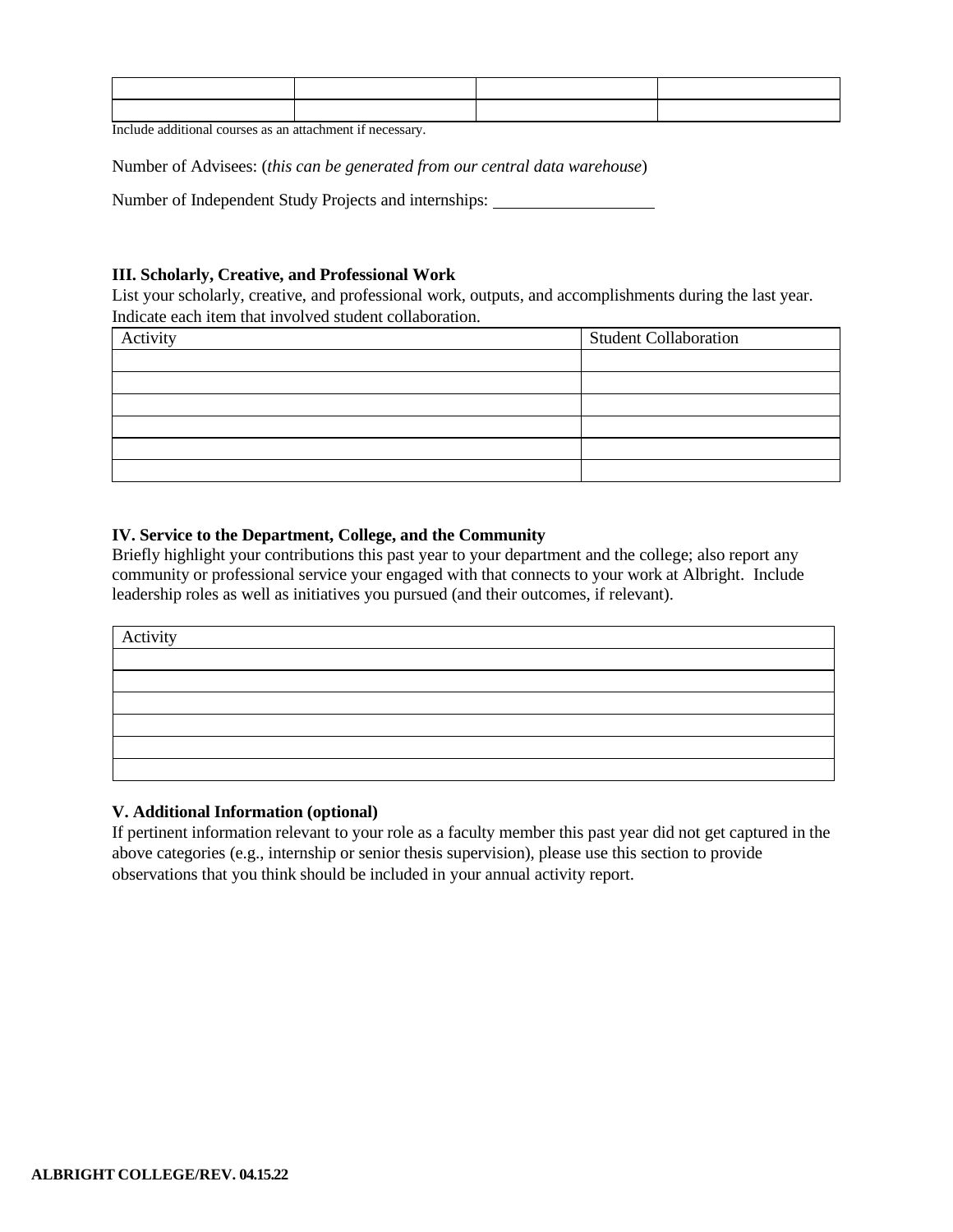| | | | |
|---|---|---|---|
| | | | |
| | | | |

Include additional courses as an attachment if necessary.

Number of Advisees: (*this can be generated from our central data warehouse*)

Number of Independent Study Projects and internships: ___________________

**III. Scholarly, Creative, and Professional Work**

List your scholarly, creative, and professional work, outputs, and accomplishments during the last year. Indicate each item that involved student collaboration.

| Activity | Student Collaboration |
|---|---|
| | |
| | |
| | |
| | |
| | |
| | |

**IV. Service to the Department, College, and the Community**

Briefly highlight your contributions this past year to your department and the college; also report any community or professional service your engaged with that connects to your work at Albright. Include leadership roles as well as initiatives you pursued (and their outcomes, if relevant).

| Activity |
|---|
| |
| |
| |
| |
| |
| |

**V. Additional Information (optional)**

If pertinent information relevant to your role as a faculty member this past year did not get captured in the above categories (e.g., internship or senior thesis supervision), please use this section to provide observations that you think should be included in your annual activity report.

**ALBRIGHT COLLEGE/REV. 04.15.22**